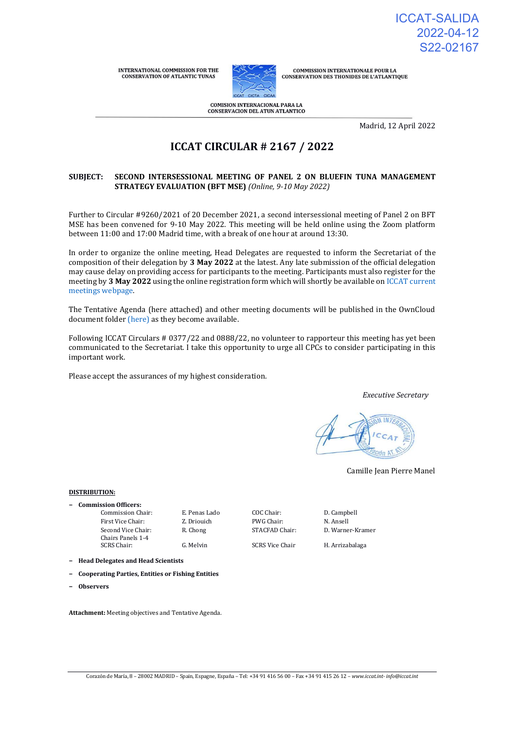ICCAT-SALIDA
2022-04-12
S22-02167

INTERNATIONAL COMMISSION FOR THE CONSERVATION OF ATLANTIC TUNAS

COMMISSION INTERNATIONALE POUR LA CONSERVATION DES THONIDES DE L'ATLANTIQUE

COMISION INTERNACIONAL PARA LA CONSERVACION DEL ATUN ATLANTICO

Madrid, 12 April 2022

# ICCAT CIRCULAR # 2167 / 2022

**SUBJECT: SECOND INTERSESSIONAL MEETING OF PANEL 2 ON BLUEFIN TUNA MANAGEMENT STRATEGY EVALUATION (BFT MSE)** *(Online, 9-10 May 2022)*

Further to Circular #9260/2021 of 20 December 2021, a second intersessional meeting of Panel 2 on BFT MSE has been convened for 9-10 May 2022. This meeting will be held online using the Zoom platform between 11:00 and 17:00 Madrid time, with a break of one hour at around 13:30.

In order to organize the online meeting, Head Delegates are requested to inform the Secretariat of the composition of their delegation by **3 May 2022** at the latest. Any late submission of the official delegation may cause delay on providing access for participants to the meeting. Participants must also register for the meeting by **3 May 2022** using the online registration form which will shortly be available on ICCAT current meetings webpage.

The Tentative Agenda (here attached) and other meeting documents will be published in the OwnCloud document folder (here) as they become available.

Following ICCAT Circulars # 0377/22 and 0888/22, no volunteer to rapporteur this meeting has yet been communicated to the Secretariat. I take this opportunity to urge all CPCs to consider participating in this important work.

Please accept the assurances of my highest consideration.

*Executive Secretary*

Camille Jean Pierre Manel

**DISTRIBUTION:**

- **Commission Officers:**

| | | | |
|---|---|---|---|
| Commission Chair: | E. Penas Lado | COC Chair: | D. Campbell |
| First Vice Chair: | Z. Driouich | PWG Chair: | N. Ansell |
| Second Vice Chair: | R. Chong | STACFAD Chair: | D. Warner-Kramer |
| Chairs Panels 1-4 | | | |
| SCRS Chair: | G. Melvin | SCRS Vice Chair | H. Arrizabalaga |

- **Head Delegates and Head Scientists**
- **Cooperating Parties, Entities or Fishing Entities**
- **Observers**

**Attachment:** Meeting objectives and Tentative Agenda.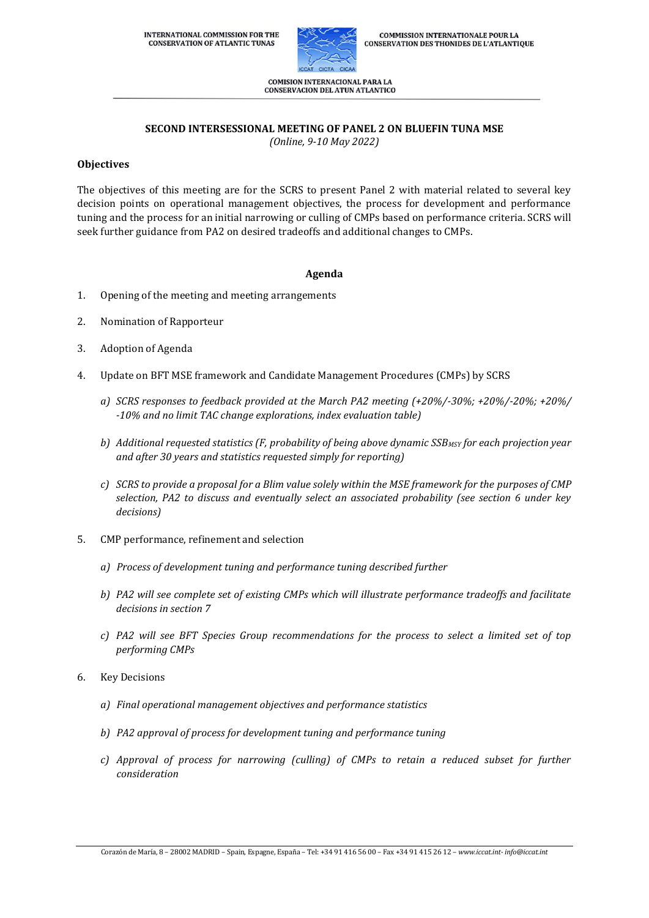INTERNATIONAL COMMISSION FOR THE CONSERVATION OF ATLANTIC TUNAS

COMMISSION INTERNATIONALE POUR LA CONSERVATION DES THONIDES DE L'ATLANTIQUE

COMISION INTERNACIONAL PARA LA CONSERVACION DEL ATUN ATLANTICO

### SECOND INTERSESSIONAL MEETING OF PANEL 2 ON BLUEFIN TUNA MSE

*(Online, 9-10 May 2022)*

**Objectives**

The objectives of this meeting are for the SCRS to present Panel 2 with material related to several key decision points on operational management objectives, the process for development and performance tuning and the process for an initial narrowing or culling of CMPs based on performance criteria. SCRS will seek further guidance from PA2 on desired tradeoffs and additional changes to CMPs.

**Agenda**

1. Opening of the meeting and meeting arrangements
2. Nomination of Rapporteur
3. Adoption of Agenda
4. Update on BFT MSE framework and Candidate Management Procedures (CMPs) by SCRS
   - *a) SCRS responses to feedback provided at the March PA2 meeting (+20%/-30%; +20%/-20%; +20%/ -10% and no limit TAC change explorations, index evaluation table)*
   - *b) Additional requested statistics (F, probability of being above dynamic $SSB_{MSY}$ for each projection year and after 30 years and statistics requested simply for reporting)*
   - *c) SCRS to provide a proposal for a Blim value solely within the MSE framework for the purposes of CMP selection, PA2 to discuss and eventually select an associated probability (see section 6 under key decisions)*
5. CMP performance, refinement and selection
   - *a) Process of development tuning and performance tuning described further*
   - *b) PA2 will see complete set of existing CMPs which will illustrate performance tradeoffs and facilitate decisions in section 7*
   - *c) PA2 will see BFT Species Group recommendations for the process to select a limited set of top performing CMPs*
6. Key Decisions
   - *a) Final operational management objectives and performance statistics*
   - *b) PA2 approval of process for development tuning and performance tuning*
   - *c) Approval of process for narrowing (culling) of CMPs to retain a reduced subset for further consideration*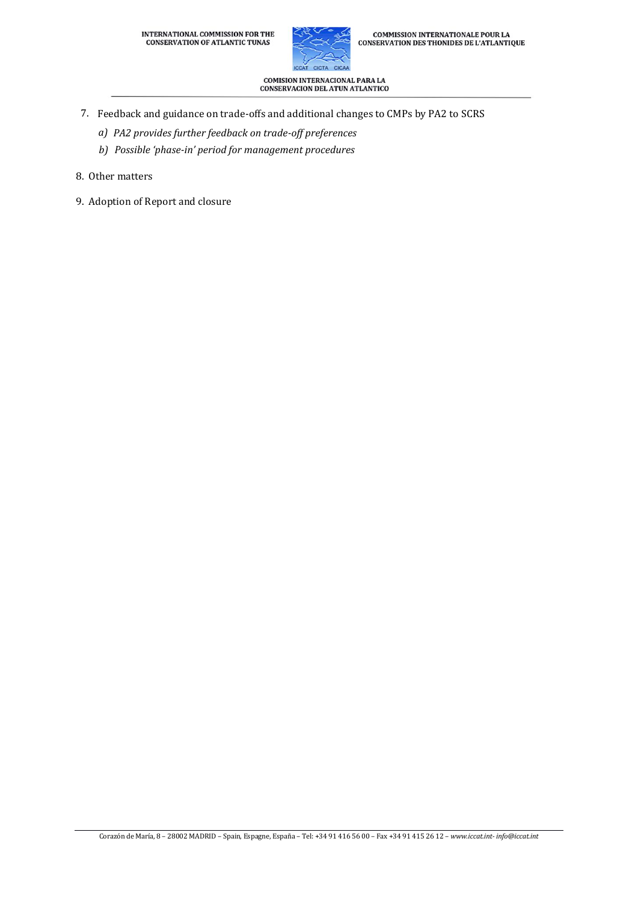7. Feedback and guidance on trade-offs and additional changes to CMPs by PA2 to SCRS

   *a) PA2 provides further feedback on trade-off preferences*

   *b) Possible 'phase-in' period for management procedures*

8. Other matters

9. Adoption of Report and closure